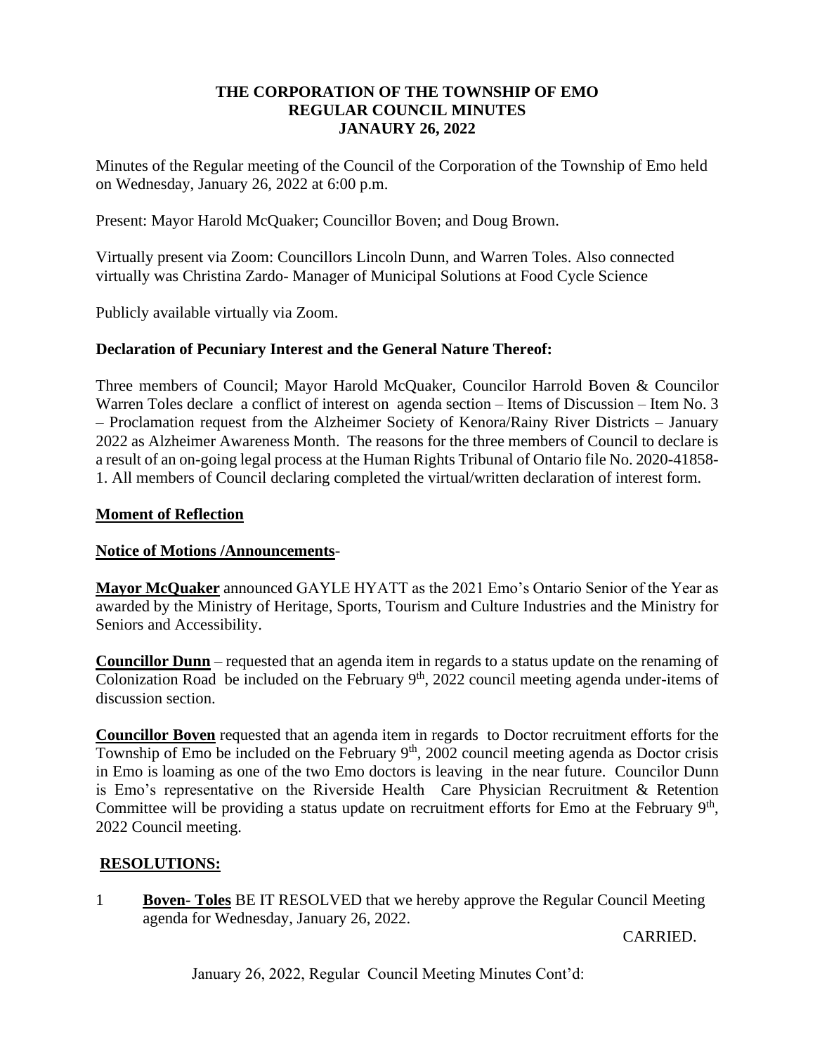# THE CORPORATION OF THE TOWNSHIP OF EMO
## REGULAR COUNCIL MINUTES
## JANAURY 26, 2022

Minutes of the Regular meeting of the Council of the Corporation of the Township of Emo held on Wednesday, January 26, 2022 at 6:00 p.m.

Present: Mayor Harold McQuaker; Councillor Boven; and Doug Brown.

Virtually present via Zoom: Councillors Lincoln Dunn, and Warren Toles. Also connected virtually was Christina Zardo- Manager of Municipal Solutions at Food Cycle Science

Publicly available virtually via Zoom.

### Declaration of Pecuniary Interest and the General Nature Thereof:

Three members of Council; Mayor Harold McQuaker, Councilor Harrold Boven & Councilor Warren Toles declare a conflict of interest on agenda section – Items of Discussion – Item No. 3 – Proclamation request from the Alzheimer Society of Kenora/Rainy River Districts – January 2022 as Alzheimer Awareness Month. The reasons for the three members of Council to declare is a result of an on-going legal process at the Human Rights Tribunal of Ontario file No. 2020-41858-1. All members of Council declaring completed the virtual/written declaration of interest form.

### Moment of Reflection

### Notice of Motions /Announcements-

**Mayor McQuaker** announced GAYLE HYATT as the 2021 Emo's Ontario Senior of the Year as awarded by the Ministry of Heritage, Sports, Tourism and Culture Industries and the Ministry for Seniors and Accessibility.

**Councillor Dunn** – requested that an agenda item in regards to a status update on the renaming of Colonization Road be included on the February 9th, 2022 council meeting agenda under-items of discussion section.

**Councillor Boven** requested that an agenda item in regards to Doctor recruitment efforts for the Township of Emo be included on the February 9th, 2002 council meeting agenda as Doctor crisis in Emo is loaming as one of the two Emo doctors is leaving in the near future. Councilor Dunn is Emo's representative on the Riverside Health Care Physician Recruitment & Retention Committee will be providing a status update on recruitment efforts for Emo at the February 9th, 2022 Council meeting.

### RESOLUTIONS:

1 **Boven- Toles** BE IT RESOLVED that we hereby approve the Regular Council Meeting agenda for Wednesday, January 26, 2022.

CARRIED.

January 26, 2022, Regular Council Meeting Minutes Cont'd: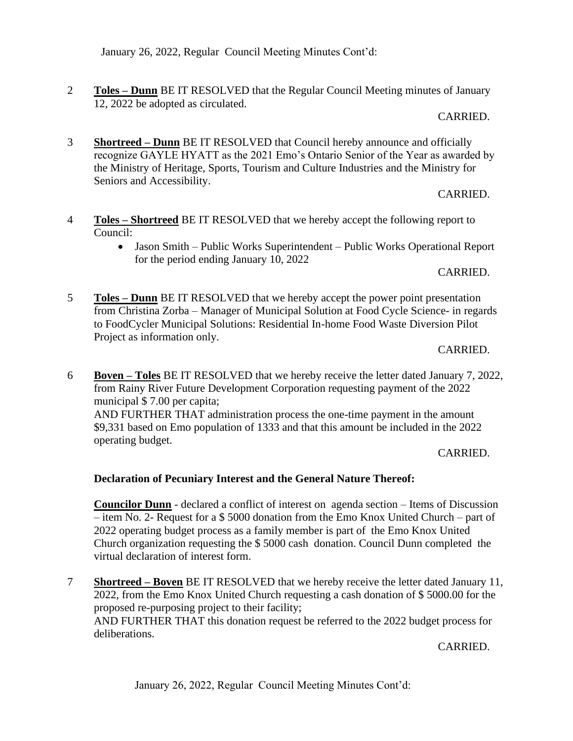2 **Toles – Dunn** BE IT RESOLVED that the Regular Council Meeting minutes of January 12, 2022 be adopted as circulated.

CARRIED.

3 **Shortreed – Dunn** BE IT RESOLVED that Council hereby announce and officially recognize GAYLE HYATT as the 2021 Emo's Ontario Senior of the Year as awarded by the Ministry of Heritage, Sports, Tourism and Culture Industries and the Ministry for Seniors and Accessibility.

CARRIED.

4 **Toles – Shortreed** BE IT RESOLVED that we hereby accept the following report to Council:

- Jason Smith – Public Works Superintendent – Public Works Operational Report for the period ending January 10, 2022

CARRIED.

5 **Toles – Dunn** BE IT RESOLVED that we hereby accept the power point presentation from Christina Zorba – Manager of Municipal Solution at Food Cycle Science- in regards to FoodCycler Municipal Solutions: Residential In-home Food Waste Diversion Pilot Project as information only.

CARRIED.

6 **Boven – Toles** BE IT RESOLVED that we hereby receive the letter dated January 7, 2022, from Rainy River Future Development Corporation requesting payment of the 2022 municipal $ 7.00 per capita;
AND FURTHER THAT administration process the one-time payment in the amount $9,331 based on Emo population of 1333 and that this amount be included in the 2022 operating budget.

CARRIED.

**Declaration of Pecuniary Interest and the General Nature Thereof:**

**Councilor Dunn** - declared a conflict of interest on agenda section – Items of Discussion – item No. 2- Request for a $ 5000 donation from the Emo Knox United Church – part of 2022 operating budget process as a family member is part of the Emo Knox United Church organization requesting the $ 5000 cash donation. Council Dunn completed the virtual declaration of interest form.

7 **Shortreed – Boven** BE IT RESOLVED that we hereby receive the letter dated January 11, 2022, from the Emo Knox United Church requesting a cash donation of $ 5000.00 for the proposed re-purposing project to their facility;
AND FURTHER THAT this donation request be referred to the 2022 budget process for deliberations.

CARRIED.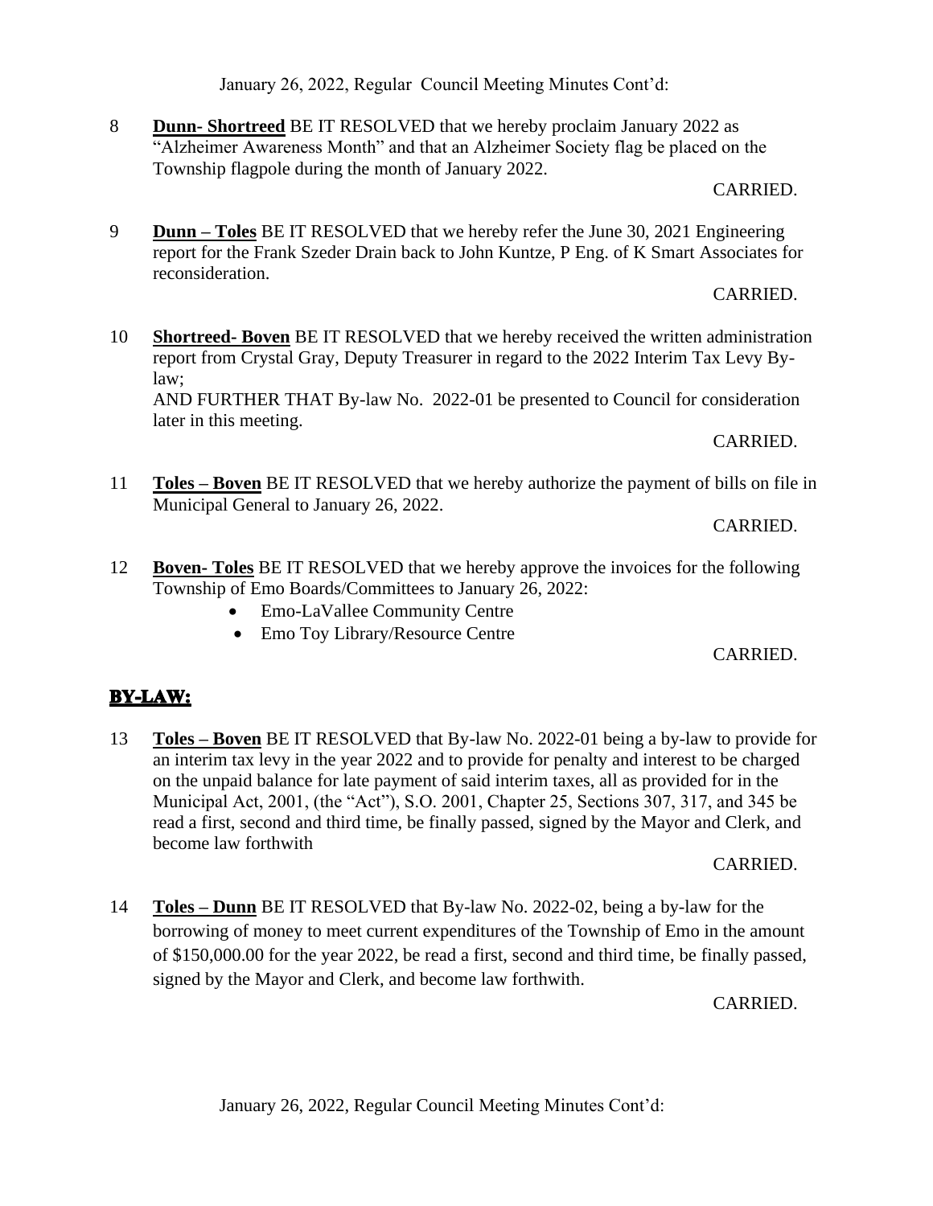8 **Dunn- Shortreed** BE IT RESOLVED that we hereby proclaim January 2022 as "Alzheimer Awareness Month" and that an Alzheimer Society flag be placed on the Township flagpole during the month of January 2022.

CARRIED.

9 **Dunn – Toles** BE IT RESOLVED that we hereby refer the June 30, 2021 Engineering report for the Frank Szeder Drain back to John Kuntze, P Eng. of K Smart Associates for reconsideration.

CARRIED.

10 **Shortreed- Boven** BE IT RESOLVED that we hereby received the written administration report from Crystal Gray, Deputy Treasurer in regard to the 2022 Interim Tax Levy By-law;
AND FURTHER THAT By-law No. 2022-01 be presented to Council for consideration later in this meeting.

CARRIED.

11 **Toles – Boven** BE IT RESOLVED that we hereby authorize the payment of bills on file in Municipal General to January 26, 2022.

CARRIED.

12 **Boven- Toles** BE IT RESOLVED that we hereby approve the invoices for the following Township of Emo Boards/Committees to January 26, 2022:

- Emo-LaVallee Community Centre
- Emo Toy Library/Resource Centre

CARRIED.

## BY-LAW:

13 **Toles – Boven** BE IT RESOLVED that By-law No. 2022-01 being a by-law to provide for an interim tax levy in the year 2022 and to provide for penalty and interest to be charged on the unpaid balance for late payment of said interim taxes, all as provided for in the Municipal Act, 2001, (the "Act"), S.O. 2001, Chapter 25, Sections 307, 317, and 345 be read a first, second and third time, be finally passed, signed by the Mayor and Clerk, and become law forthwith

CARRIED.

14 **Toles – Dunn** BE IT RESOLVED that By-law No. 2022-02, being a by-law for the borrowing of money to meet current expenditures of the Township of Emo in the amount of $150,000.00 for the year 2022, be read a first, second and third time, be finally passed, signed by the Mayor and Clerk, and become law forthwith.

CARRIED.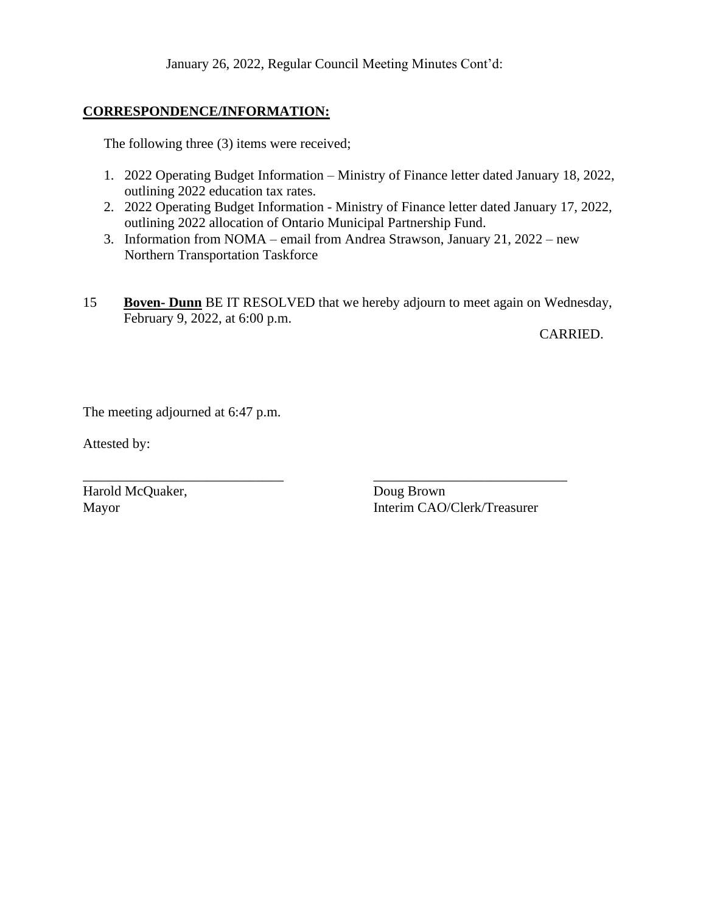January 26, 2022, Regular Council Meeting Minutes Cont'd:

**CORRESPONDENCE/INFORMATION:**

The following three (3) items were received;

1. 2022 Operating Budget Information – Ministry of Finance letter dated January 18, 2022, outlining 2022 education tax rates.
2. 2022 Operating Budget Information - Ministry of Finance letter dated January 17, 2022, outlining 2022 allocation of Ontario Municipal Partnership Fund.
3. Information from NOMA – email from Andrea Strawson, January 21, 2022 – new Northern Transportation Taskforce

15 **Boven- Dunn** BE IT RESOLVED that we hereby adjourn to meet again on Wednesday, February 9, 2022, at 6:00 p.m.

CARRIED.

The meeting adjourned at 6:47 p.m.

Attested by:

| | |
|---|---|
| _____________________________ | _____________________________ |
| Harold McQuaker, | Doug Brown |
| Mayor | Interim CAO/Clerk/Treasurer |